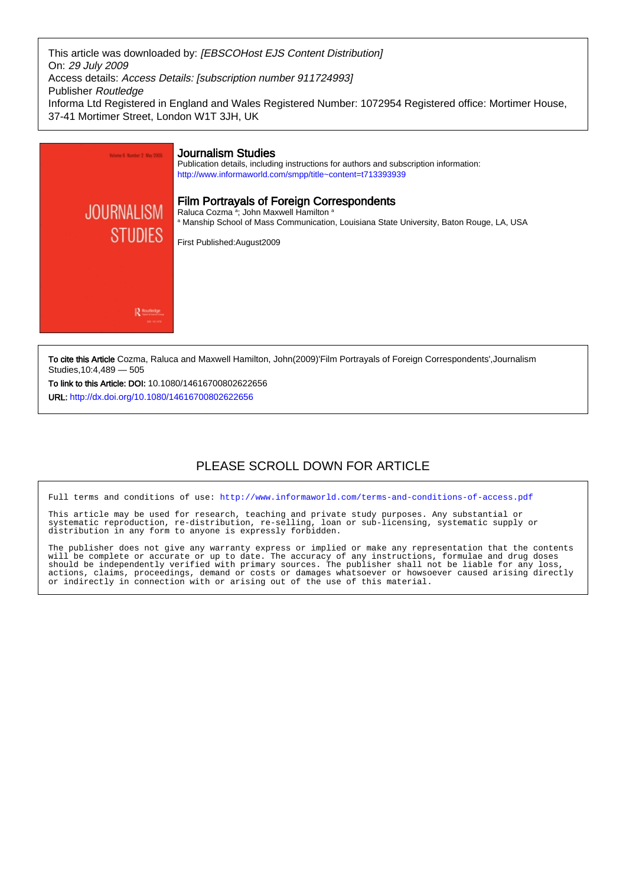This article was downloaded by: *[EBSCOHost EJS Content Distribution]*
On: *29 July 2009*
Access details: *Access Details: [subscription number 911724993]*
Publisher *Routledge*
Informa Ltd Registered in England and Wales Registered Number: 1072954 Registered office: Mortimer House, 37-41 Mortimer Street, London W1T 3JH, UK

## Journalism Studies

Publication details, including instructions for authors and subscription information:
http://www.informaworld.com/smpp/title~content=t713393939

# Film Portrayals of Foreign Correspondents

Raluca Cozma [a]; John Maxwell Hamilton [a]

[a] Manship School of Mass Communication, Louisiana State University, Baton Rouge, LA, USA

First Published:August2009

**To cite this Article** Cozma, Raluca and Maxwell Hamilton, John(2009)'Film Portrayals of Foreign Correspondents',Journalism Studies,10:4,489 — 505

**To link to this Article: DOI:** 10.1080/14616700802622656

**URL:** http://dx.doi.org/10.1080/14616700802622656

PLEASE SCROLL DOWN FOR ARTICLE

Full terms and conditions of use: http://www.informaworld.com/terms-and-conditions-of-access.pdf

This article may be used for research, teaching and private study purposes. Any substantial or systematic reproduction, re-distribution, re-selling, loan or sub-licensing, systematic supply or distribution in any form to anyone is expressly forbidden.

The publisher does not give any warranty express or implied or make any representation that the contents will be complete or accurate or up to date. The accuracy of any instructions, formulae and drug doses should be independently verified with primary sources. The publisher shall not be liable for any loss, actions, claims, proceedings, demand or costs or damages whatsoever or howsoever caused arising directly or indirectly in connection with or arising out of the use of this material.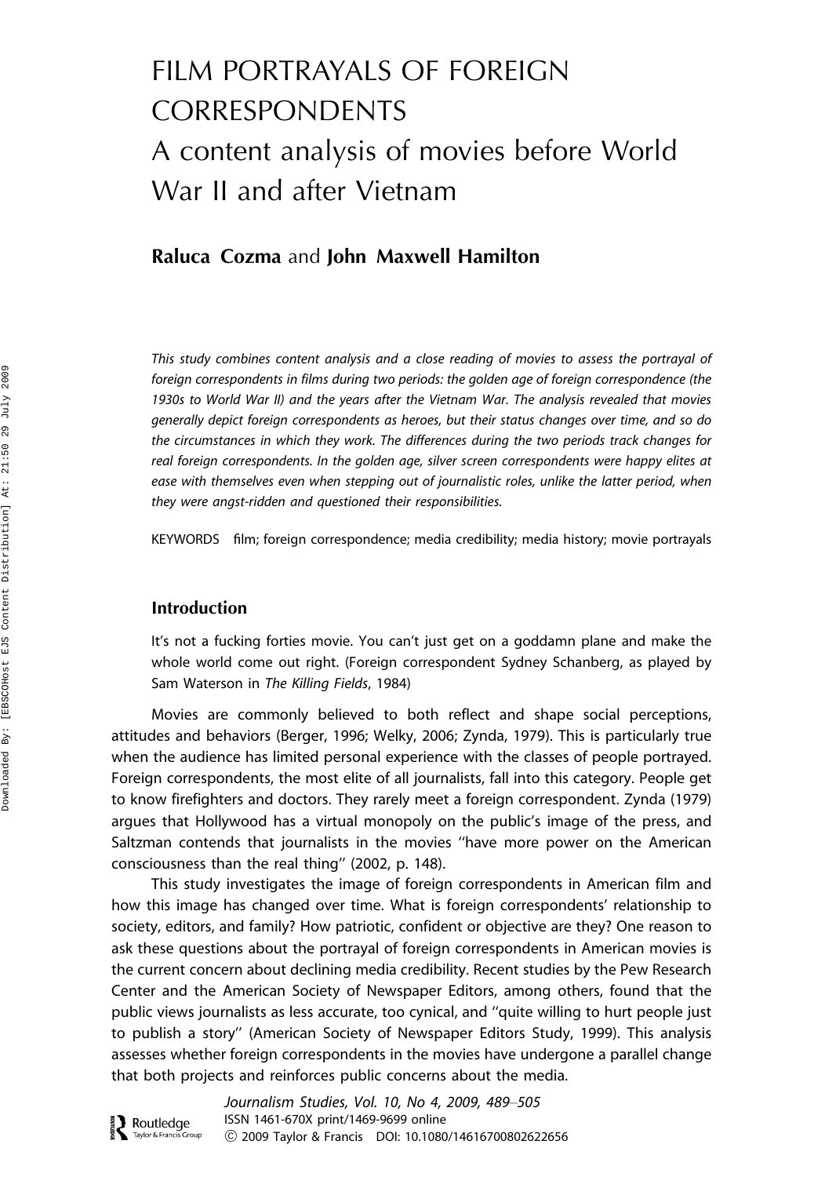# FILM PORTRAYALS OF FOREIGN CORRESPONDENTS

## A content analysis of movies before World War II and after Vietnam

**Raluca Cozma** and **John Maxwell Hamilton**

*This study combines content analysis and a close reading of movies to assess the portrayal of foreign correspondents in films during two periods: the golden age of foreign correspondence (the 1930s to World War II) and the years after the Vietnam War. The analysis revealed that movies generally depict foreign correspondents as heroes, but their status changes over time, and so do the circumstances in which they work. The differences during the two periods track changes for real foreign correspondents. In the golden age, silver screen correspondents were happy elites at ease with themselves even when stepping out of journalistic roles, unlike the latter period, when they were angst-ridden and questioned their responsibilities.*

KEYWORDS film; foreign correspondence; media credibility; media history; movie portrayals

### Introduction

It's not a fucking forties movie. You can't just get on a goddamn plane and make the whole world come out right. (Foreign correspondent Sydney Schanberg, as played by Sam Waterson in *The Killing Fields*, 1984)

Movies are commonly believed to both reflect and shape social perceptions, attitudes and behaviors (Berger, 1996; Welky, 2006; Zynda, 1979). This is particularly true when the audience has limited personal experience with the classes of people portrayed. Foreign correspondents, the most elite of all journalists, fall into this category. People get to know firefighters and doctors. They rarely meet a foreign correspondent. Zynda (1979) argues that Hollywood has a virtual monopoly on the public's image of the press, and Saltzman contends that journalists in the movies "have more power on the American consciousness than the real thing" (2002, p. 148).

This study investigates the image of foreign correspondents in American film and how this image has changed over time. What is foreign correspondents' relationship to society, editors, and family? How patriotic, confident or objective are they? One reason to ask these questions about the portrayal of foreign correspondents in American movies is the current concern about declining media credibility. Recent studies by the Pew Research Center and the American Society of Newspaper Editors, among others, found that the public views journalists as less accurate, too cynical, and "quite willing to hurt people just to publish a story" (American Society of Newspaper Editors Study, 1999). This analysis assesses whether foreign correspondents in the movies have undergone a parallel change that both projects and reinforces public concerns about the media.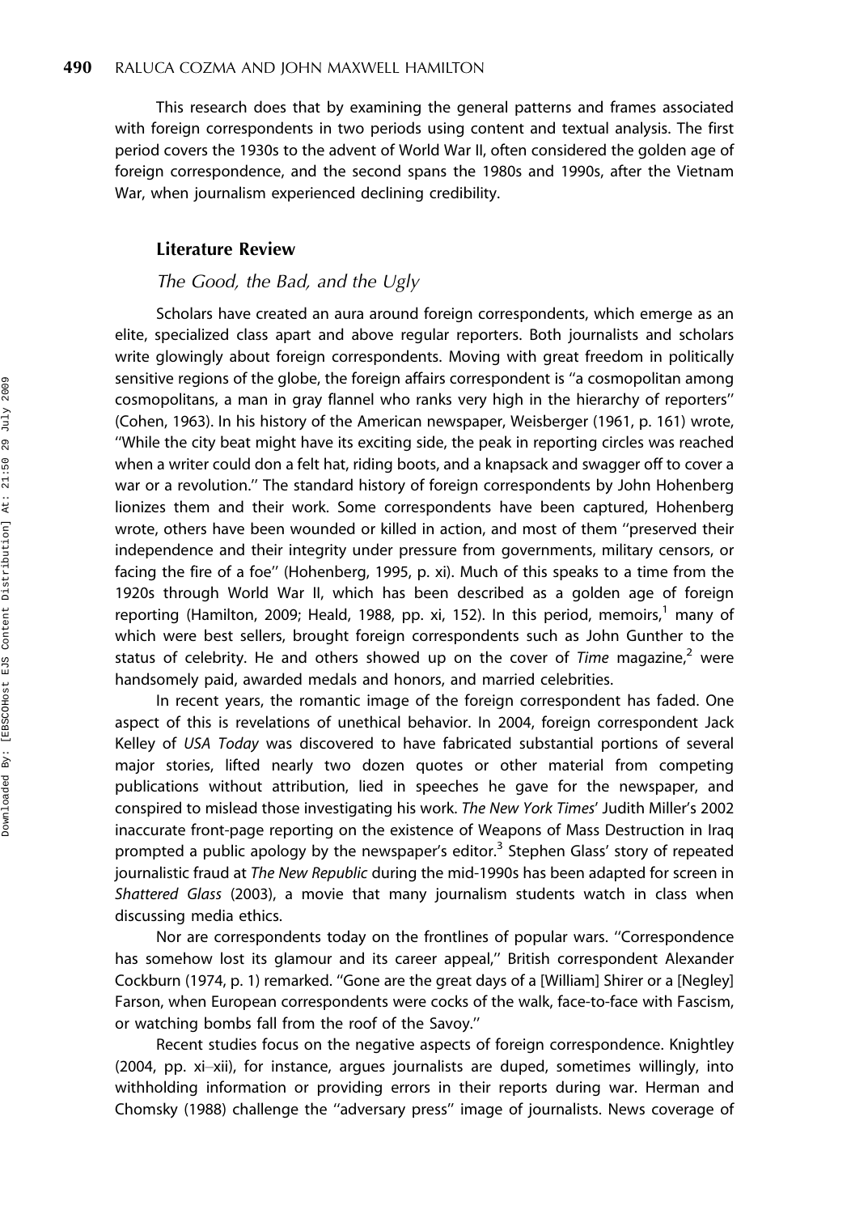This research does that by examining the general patterns and frames associated with foreign correspondents in two periods using content and textual analysis. The first period covers the 1930s to the advent of World War II, often considered the golden age of foreign correspondence, and the second spans the 1980s and 1990s, after the Vietnam War, when journalism experienced declining credibility.

## Literature Review

### *The Good, the Bad, and the Ugly*

Scholars have created an aura around foreign correspondents, which emerge as an elite, specialized class apart and above regular reporters. Both journalists and scholars write glowingly about foreign correspondents. Moving with great freedom in politically sensitive regions of the globe, the foreign affairs correspondent is ''a cosmopolitan among cosmopolitans, a man in gray flannel who ranks very high in the hierarchy of reporters'' (Cohen, 1963). In his history of the American newspaper, Weisberger (1961, p. 161) wrote, ''While the city beat might have its exciting side, the peak in reporting circles was reached when a writer could don a felt hat, riding boots, and a knapsack and swagger off to cover a war or a revolution.'' The standard history of foreign correspondents by John Hohenberg lionizes them and their work. Some correspondents have been captured, Hohenberg wrote, others have been wounded or killed in action, and most of them ''preserved their independence and their integrity under pressure from governments, military censors, or facing the fire of a foe'' (Hohenberg, 1995, p. xi). Much of this speaks to a time from the 1920s through World War II, which has been described as a golden age of foreign reporting (Hamilton, 2009; Heald, 1988, pp. xi, 152). In this period, memoirs,[1] many of which were best sellers, brought foreign correspondents such as John Gunther to the status of celebrity. He and others showed up on the cover of *Time* magazine,[2] were handsomely paid, awarded medals and honors, and married celebrities.

In recent years, the romantic image of the foreign correspondent has faded. One aspect of this is revelations of unethical behavior. In 2004, foreign correspondent Jack Kelley of *USA Today* was discovered to have fabricated substantial portions of several major stories, lifted nearly two dozen quotes or other material from competing publications without attribution, lied in speeches he gave for the newspaper, and conspired to mislead those investigating his work. *The New York Times*' Judith Miller's 2002 inaccurate front-page reporting on the existence of Weapons of Mass Destruction in Iraq prompted a public apology by the newspaper's editor.[3] Stephen Glass' story of repeated journalistic fraud at *The New Republic* during the mid-1990s has been adapted for screen in *Shattered Glass* (2003), a movie that many journalism students watch in class when discussing media ethics.

Nor are correspondents today on the frontlines of popular wars. ''Correspondence has somehow lost its glamour and its career appeal,'' British correspondent Alexander Cockburn (1974, p. 1) remarked. ''Gone are the great days of a [William] Shirer or a [Negley] Farson, when European correspondents were cocks of the walk, face-to-face with Fascism, or watching bombs fall from the roof of the Savoy.''

Recent studies focus on the negative aspects of foreign correspondence. Knightley (2004, pp. xi–xii), for instance, argues journalists are duped, sometimes willingly, into withholding information or providing errors in their reports during war. Herman and Chomsky (1988) challenge the ''adversary press'' image of journalists. News coverage of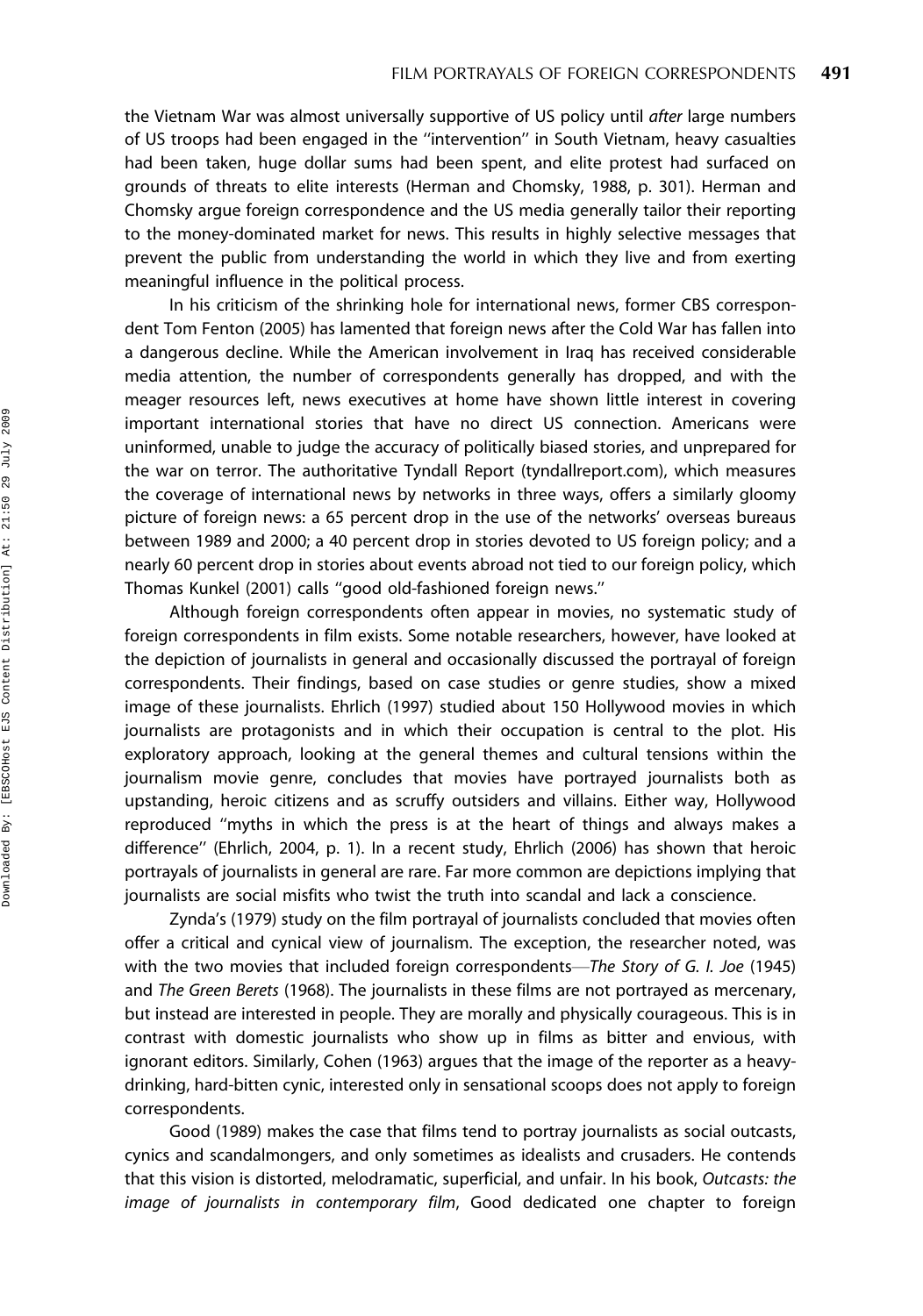the Vietnam War was almost universally supportive of US policy until *after* large numbers of US troops had been engaged in the ''intervention'' in South Vietnam, heavy casualties had been taken, huge dollar sums had been spent, and elite protest had surfaced on grounds of threats to elite interests (Herman and Chomsky, 1988, p. 301). Herman and Chomsky argue foreign correspondence and the US media generally tailor their reporting to the money-dominated market for news. This results in highly selective messages that prevent the public from understanding the world in which they live and from exerting meaningful influence in the political process.

In his criticism of the shrinking hole for international news, former CBS correspondent Tom Fenton (2005) has lamented that foreign news after the Cold War has fallen into a dangerous decline. While the American involvement in Iraq has received considerable media attention, the number of correspondents generally has dropped, and with the meager resources left, news executives at home have shown little interest in covering important international stories that have no direct US connection. Americans were uninformed, unable to judge the accuracy of politically biased stories, and unprepared for the war on terror. The authoritative Tyndall Report (tyndallreport.com), which measures the coverage of international news by networks in three ways, offers a similarly gloomy picture of foreign news: a 65 percent drop in the use of the networks' overseas bureaus between 1989 and 2000; a 40 percent drop in stories devoted to US foreign policy; and a nearly 60 percent drop in stories about events abroad not tied to our foreign policy, which Thomas Kunkel (2001) calls ''good old-fashioned foreign news.''

Although foreign correspondents often appear in movies, no systematic study of foreign correspondents in film exists. Some notable researchers, however, have looked at the depiction of journalists in general and occasionally discussed the portrayal of foreign correspondents. Their findings, based on case studies or genre studies, show a mixed image of these journalists. Ehrlich (1997) studied about 150 Hollywood movies in which journalists are protagonists and in which their occupation is central to the plot. His exploratory approach, looking at the general themes and cultural tensions within the journalism movie genre, concludes that movies have portrayed journalists both as upstanding, heroic citizens and as scruffy outsiders and villains. Either way, Hollywood reproduced ''myths in which the press is at the heart of things and always makes a difference'' (Ehrlich, 2004, p. 1). In a recent study, Ehrlich (2006) has shown that heroic portrayals of journalists in general are rare. Far more common are depictions implying that journalists are social misfits who twist the truth into scandal and lack a conscience.

Zynda's (1979) study on the film portrayal of journalists concluded that movies often offer a critical and cynical view of journalism. The exception, the researcher noted, was with the two movies that included foreign correspondents—*The Story of G. I. Joe* (1945) and *The Green Berets* (1968). The journalists in these films are not portrayed as mercenary, but instead are interested in people. They are morally and physically courageous. This is in contrast with domestic journalists who show up in films as bitter and envious, with ignorant editors. Similarly, Cohen (1963) argues that the image of the reporter as a heavy-drinking, hard-bitten cynic, interested only in sensational scoops does not apply to foreign correspondents.

Good (1989) makes the case that films tend to portray journalists as social outcasts, cynics and scandalmongers, and only sometimes as idealists and crusaders. He contends that this vision is distorted, melodramatic, superficial, and unfair. In his book, *Outcasts: the image of journalists in contemporary film*, Good dedicated one chapter to foreign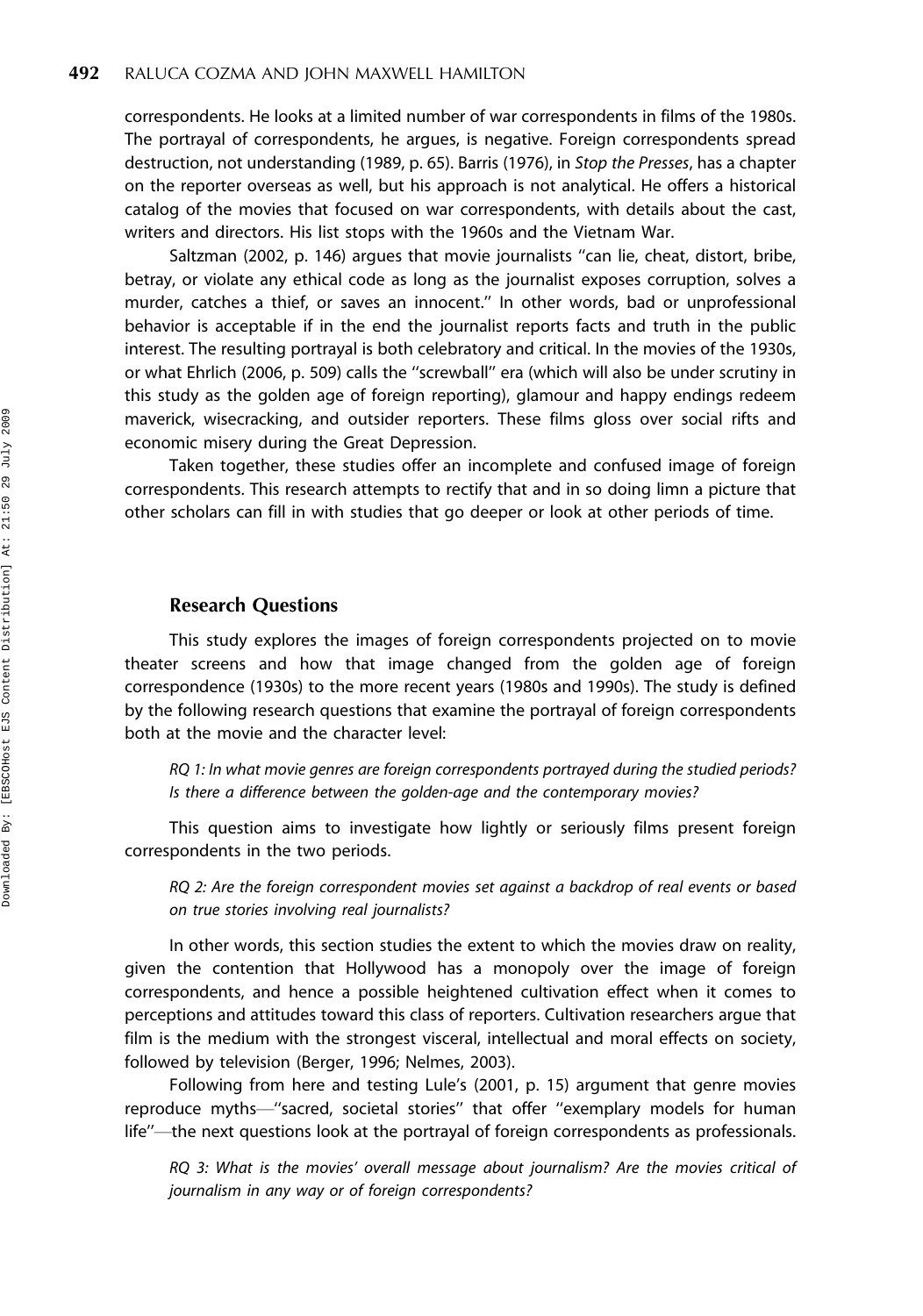correspondents. He looks at a limited number of war correspondents in films of the 1980s. The portrayal of correspondents, he argues, is negative. Foreign correspondents spread destruction, not understanding (1989, p. 65). Barris (1976), in *Stop the Presses*, has a chapter on the reporter overseas as well, but his approach is not analytical. He offers a historical catalog of the movies that focused on war correspondents, with details about the cast, writers and directors. His list stops with the 1960s and the Vietnam War.

Saltzman (2002, p. 146) argues that movie journalists ''can lie, cheat, distort, bribe, betray, or violate any ethical code as long as the journalist exposes corruption, solves a murder, catches a thief, or saves an innocent.'' In other words, bad or unprofessional behavior is acceptable if in the end the journalist reports facts and truth in the public interest. The resulting portrayal is both celebratory and critical. In the movies of the 1930s, or what Ehrlich (2006, p. 509) calls the ''screwball'' era (which will also be under scrutiny in this study as the golden age of foreign reporting), glamour and happy endings redeem maverick, wisecracking, and outsider reporters. These films gloss over social rifts and economic misery during the Great Depression.

Taken together, these studies offer an incomplete and confused image of foreign correspondents. This research attempts to rectify that and in so doing limn a picture that other scholars can fill in with studies that go deeper or look at other periods of time.

## Research Questions

This study explores the images of foreign correspondents projected on to movie theater screens and how that image changed from the golden age of foreign correspondence (1930s) to the more recent years (1980s and 1990s). The study is defined by the following research questions that examine the portrayal of foreign correspondents both at the movie and the character level:

*RQ 1: In what movie genres are foreign correspondents portrayed during the studied periods? Is there a difference between the golden-age and the contemporary movies?*

This question aims to investigate how lightly or seriously films present foreign correspondents in the two periods.

*RQ 2: Are the foreign correspondent movies set against a backdrop of real events or based on true stories involving real journalists?*

In other words, this section studies the extent to which the movies draw on reality, given the contention that Hollywood has a monopoly over the image of foreign correspondents, and hence a possible heightened cultivation effect when it comes to perceptions and attitudes toward this class of reporters. Cultivation researchers argue that film is the medium with the strongest visceral, intellectual and moral effects on society, followed by television (Berger, 1996; Nelmes, 2003).

Following from here and testing Lule's (2001, p. 15) argument that genre movies reproduce myths—''sacred, societal stories'' that offer ''exemplary models for human life''—the next questions look at the portrayal of foreign correspondents as professionals.

*RQ 3: What is the movies' overall message about journalism? Are the movies critical of journalism in any way or of foreign correspondents?*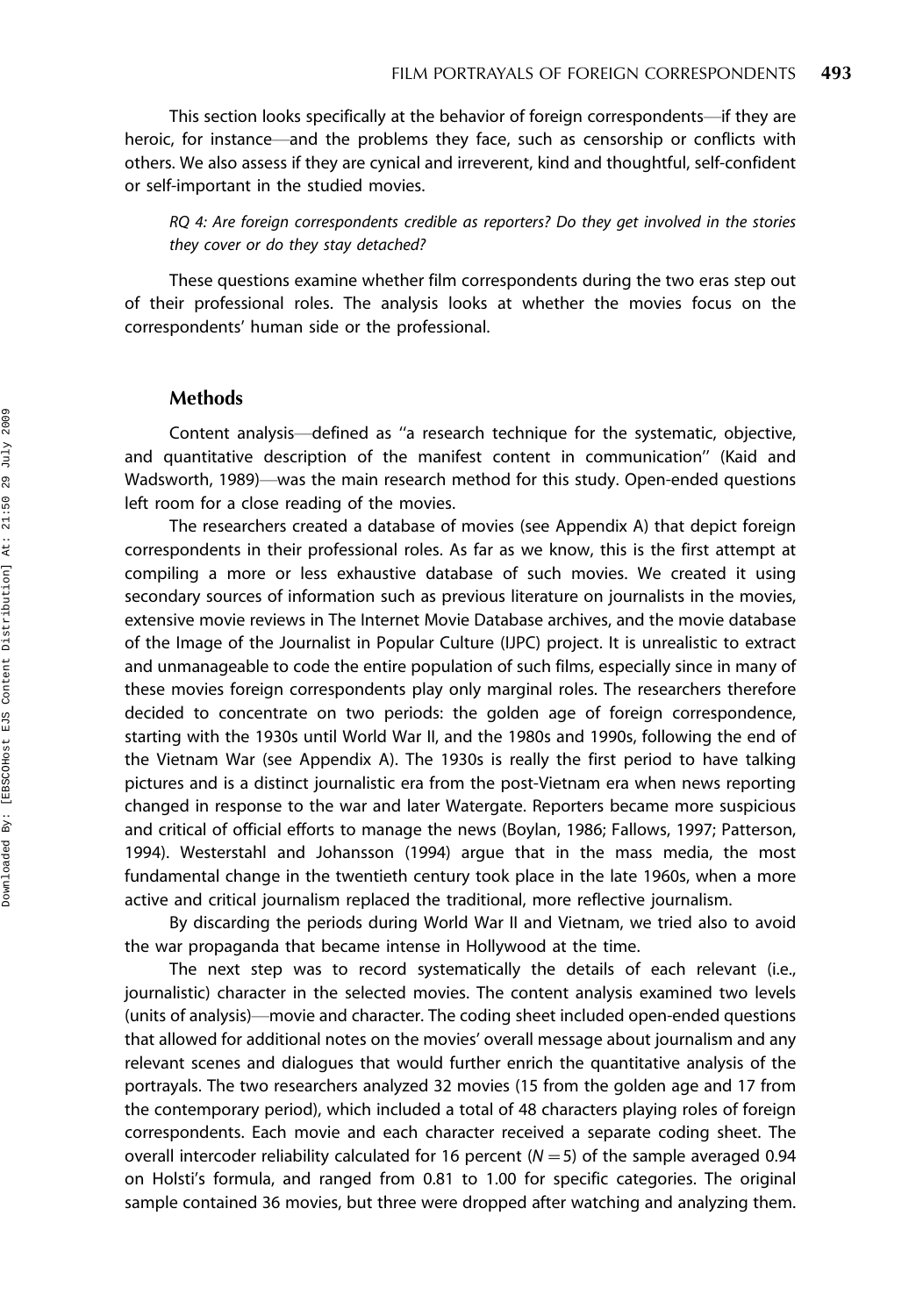This section looks specifically at the behavior of foreign correspondents—if they are heroic, for instance—and the problems they face, such as censorship or conflicts with others. We also assess if they are cynical and irreverent, kind and thoughtful, self-confident or self-important in the studied movies.

*RQ 4: Are foreign correspondents credible as reporters? Do they get involved in the stories they cover or do they stay detached?*

These questions examine whether film correspondents during the two eras step out of their professional roles. The analysis looks at whether the movies focus on the correspondents' human side or the professional.

### Methods

Content analysis—defined as ''a research technique for the systematic, objective, and quantitative description of the manifest content in communication'' (Kaid and Wadsworth, 1989)—was the main research method for this study. Open-ended questions left room for a close reading of the movies.

The researchers created a database of movies (see Appendix A) that depict foreign correspondents in their professional roles. As far as we know, this is the first attempt at compiling a more or less exhaustive database of such movies. We created it using secondary sources of information such as previous literature on journalists in the movies, extensive movie reviews in The Internet Movie Database archives, and the movie database of the Image of the Journalist in Popular Culture (IJPC) project. It is unrealistic to extract and unmanageable to code the entire population of such films, especially since in many of these movies foreign correspondents play only marginal roles. The researchers therefore decided to concentrate on two periods: the golden age of foreign correspondence, starting with the 1930s until World War II, and the 1980s and 1990s, following the end of the Vietnam War (see Appendix A). The 1930s is really the first period to have talking pictures and is a distinct journalistic era from the post-Vietnam era when news reporting changed in response to the war and later Watergate. Reporters became more suspicious and critical of official efforts to manage the news (Boylan, 1986; Fallows, 1997; Patterson, 1994). Westerstahl and Johansson (1994) argue that in the mass media, the most fundamental change in the twentieth century took place in the late 1960s, when a more active and critical journalism replaced the traditional, more reflective journalism.

By discarding the periods during World War II and Vietnam, we tried also to avoid the war propaganda that became intense in Hollywood at the time.

The next step was to record systematically the details of each relevant (i.e., journalistic) character in the selected movies. The content analysis examined two levels (units of analysis)—movie and character. The coding sheet included open-ended questions that allowed for additional notes on the movies' overall message about journalism and any relevant scenes and dialogues that would further enrich the quantitative analysis of the portrayals. The two researchers analyzed 32 movies (15 from the golden age and 17 from the contemporary period), which included a total of 48 characters playing roles of foreign correspondents. Each movie and each character received a separate coding sheet. The overall intercoder reliability calculated for 16 percent ($N = 5$) of the sample averaged 0.94 on Holsti's formula, and ranged from 0.81 to 1.00 for specific categories. The original sample contained 36 movies, but three were dropped after watching and analyzing them.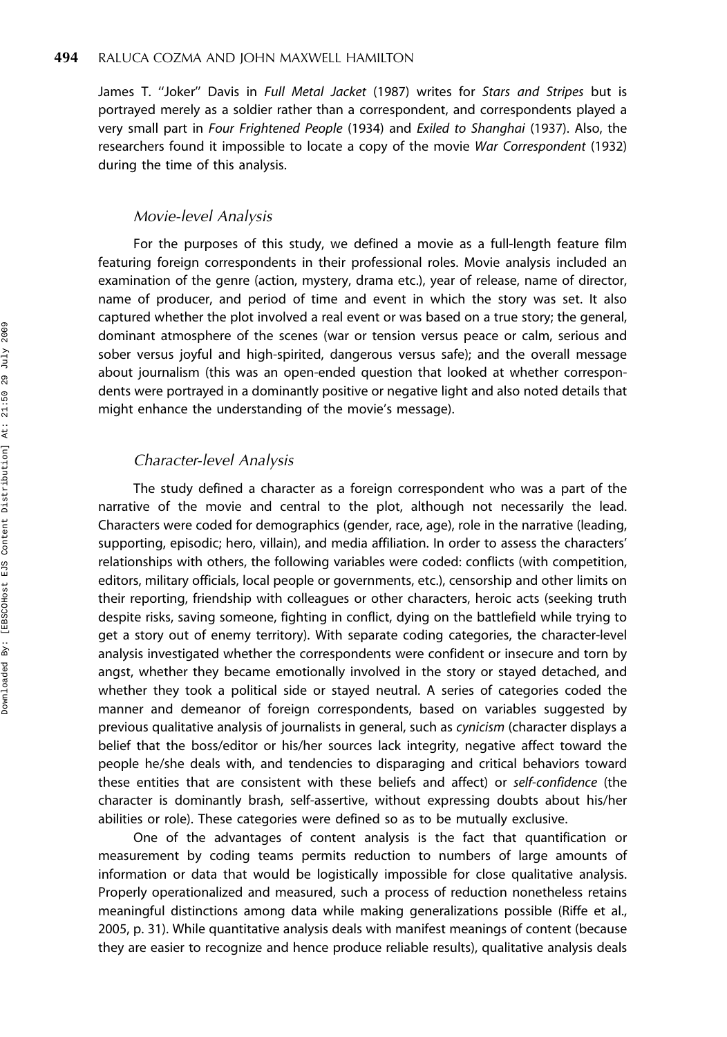James T. ''Joker'' Davis in *Full Metal Jacket* (1987) writes for *Stars and Stripes* but is portrayed merely as a soldier rather than a correspondent, and correspondents played a very small part in *Four Frightened People* (1934) and *Exiled to Shanghai* (1937). Also, the researchers found it impossible to locate a copy of the movie *War Correspondent* (1932) during the time of this analysis.

### Movie-level Analysis

For the purposes of this study, we defined a movie as a full-length feature film featuring foreign correspondents in their professional roles. Movie analysis included an examination of the genre (action, mystery, drama etc.), year of release, name of director, name of producer, and period of time and event in which the story was set. It also captured whether the plot involved a real event or was based on a true story; the general, dominant atmosphere of the scenes (war or tension versus peace or calm, serious and sober versus joyful and high-spirited, dangerous versus safe); and the overall message about journalism (this was an open-ended question that looked at whether correspondents were portrayed in a dominantly positive or negative light and also noted details that might enhance the understanding of the movie's message).

### Character-level Analysis

The study defined a character as a foreign correspondent who was a part of the narrative of the movie and central to the plot, although not necessarily the lead. Characters were coded for demographics (gender, race, age), role in the narrative (leading, supporting, episodic; hero, villain), and media affiliation. In order to assess the characters' relationships with others, the following variables were coded: conflicts (with competition, editors, military officials, local people or governments, etc.), censorship and other limits on their reporting, friendship with colleagues or other characters, heroic acts (seeking truth despite risks, saving someone, fighting in conflict, dying on the battlefield while trying to get a story out of enemy territory). With separate coding categories, the character-level analysis investigated whether the correspondents were confident or insecure and torn by angst, whether they became emotionally involved in the story or stayed detached, and whether they took a political side or stayed neutral. A series of categories coded the manner and demeanor of foreign correspondents, based on variables suggested by previous qualitative analysis of journalists in general, such as *cynicism* (character displays a belief that the boss/editor or his/her sources lack integrity, negative affect toward the people he/she deals with, and tendencies to disparaging and critical behaviors toward these entities that are consistent with these beliefs and affect) or *self-confidence* (the character is dominantly brash, self-assertive, without expressing doubts about his/her abilities or role). These categories were defined so as to be mutually exclusive.

One of the advantages of content analysis is the fact that quantification or measurement by coding teams permits reduction to numbers of large amounts of information or data that would be logistically impossible for close qualitative analysis. Properly operationalized and measured, such a process of reduction nonetheless retains meaningful distinctions among data while making generalizations possible (Riffe et al., 2005, p. 31). While quantitative analysis deals with manifest meanings of content (because they are easier to recognize and hence produce reliable results), qualitative analysis deals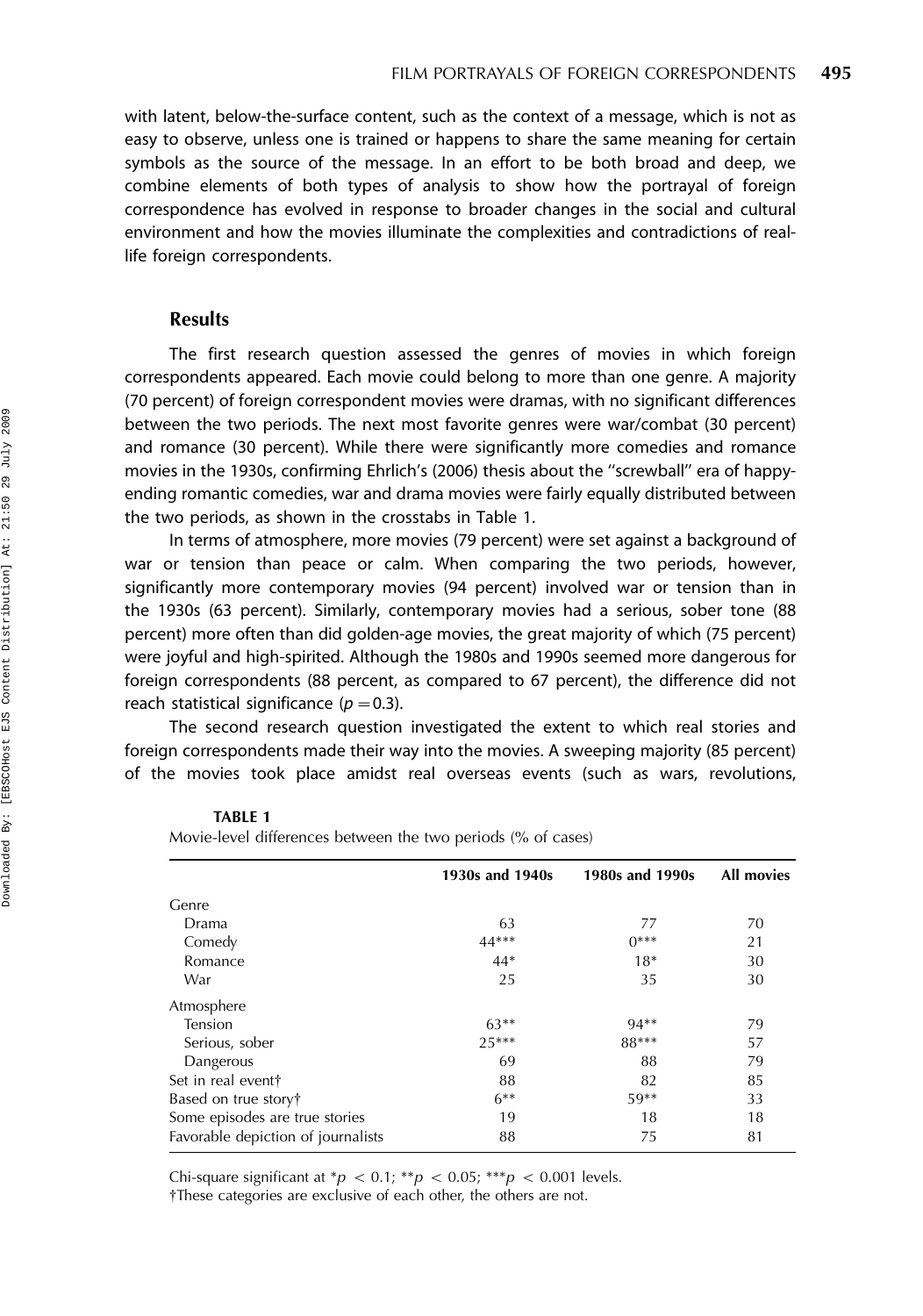with latent, below-the-surface content, such as the context of a message, which is not as easy to observe, unless one is trained or happens to share the same meaning for certain symbols as the source of the message. In an effort to be both broad and deep, we combine elements of both types of analysis to show how the portrayal of foreign correspondence has evolved in response to broader changes in the social and cultural environment and how the movies illuminate the complexities and contradictions of real-life foreign correspondents.

## Results

The first research question assessed the genres of movies in which foreign correspondents appeared. Each movie could belong to more than one genre. A majority (70 percent) of foreign correspondent movies were dramas, with no significant differences between the two periods. The next most favorite genres were war/combat (30 percent) and romance (30 percent). While there were significantly more comedies and romance movies in the 1930s, confirming Ehrlich's (2006) thesis about the ''screwball'' era of happy-ending romantic comedies, war and drama movies were fairly equally distributed between the two periods, as shown in the crosstabs in Table 1.

In terms of atmosphere, more movies (79 percent) were set against a background of war or tension than peace or calm. When comparing the two periods, however, significantly more contemporary movies (94 percent) involved war or tension than in the 1930s (63 percent). Similarly, contemporary movies had a serious, sober tone (88 percent) more often than did golden-age movies, the great majority of which (75 percent) were joyful and high-spirited. Although the 1980s and 1990s seemed more dangerous for foreign correspondents (88 percent, as compared to 67 percent), the difference did not reach statistical significance ($p = 0.3$).

The second research question investigated the extent to which real stories and foreign correspondents made their way into the movies. A sweeping majority (85 percent) of the movies took place amidst real overseas events (such as wars, revolutions,

**TABLE 1**
Movie-level differences between the two periods (% of cases)

| | 1930s and 1940s | 1980s and 1990s | All movies |
|---|---|---|---|
| Genre | | | |
| Drama | 63 | 77 | 70 |
| Comedy | 44*** | 0*** | 21 |
| Romance | 44* | 18* | 30 |
| War | 25 | 35 | 30 |
| Atmosphere | | | |
| Tension | 63** | 94** | 79 |
| Serious, sober | 25*** | 88*** | 57 |
| Dangerous | 69 | 88 | 79 |
| Set in real event† | 88 | 82 | 85 |
| Based on true story† | 6** | 59** | 33 |
| Some episodes are true stories | 19 | 18 | 18 |
| Favorable depiction of journalists | 88 | 75 | 81 |

Chi-square significant at *$p < 0.1$; **$p < 0.05$; ***$p < 0.001$ levels.
†These categories are exclusive of each other, the others are not.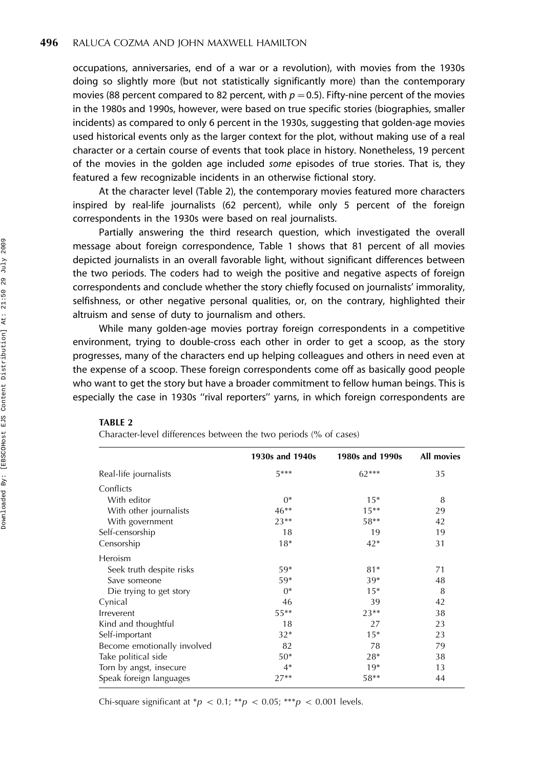occupations, anniversaries, end of a war or a revolution), with movies from the 1930s doing so slightly more (but not statistically significantly more) than the contemporary movies (88 percent compared to 82 percent, with $p = 0.5$). Fifty-nine percent of the movies in the 1980s and 1990s, however, were based on true specific stories (biographies, smaller incidents) as compared to only 6 percent in the 1930s, suggesting that golden-age movies used historical events only as the larger context for the plot, without making use of a real character or a certain course of events that took place in history. Nonetheless, 19 percent of the movies in the golden age included *some* episodes of true stories. That is, they featured a few recognizable incidents in an otherwise fictional story.

At the character level (Table 2), the contemporary movies featured more characters inspired by real-life journalists (62 percent), while only 5 percent of the foreign correspondents in the 1930s were based on real journalists.

Partially answering the third research question, which investigated the overall message about foreign correspondence, Table 1 shows that 81 percent of all movies depicted journalists in an overall favorable light, without significant differences between the two periods. The coders had to weigh the positive and negative aspects of foreign correspondents and conclude whether the story chiefly focused on journalists' immorality, selfishness, or other negative personal qualities, or, on the contrary, highlighted their altruism and sense of duty to journalism and others.

While many golden-age movies portray foreign correspondents in a competitive environment, trying to double-cross each other in order to get a scoop, as the story progresses, many of the characters end up helping colleagues and others in need even at the expense of a scoop. These foreign correspondents come off as basically good people who want to get the story but have a broader commitment to fellow human beings. This is especially the case in 1930s "rival reporters" yarns, in which foreign correspondents are

**TABLE 2**

Character-level differences between the two periods (% of cases)

| | 1930s and 1940s | 1980s and 1990s | All movies |
|---|---|---|---|
| Real-life journalists | 5*** | 62*** | 35 |
| Conflicts | | | |
| With editor | 0* | 15* | 8 |
| With other journalists | 46** | 15** | 29 |
| With government | 23** | 58** | 42 |
| Self-censorship | 18 | 19 | 19 |
| Censorship | 18* | 42* | 31 |
| Heroism | | | |
| Seek truth despite risks | 59* | 81* | 71 |
| Save someone | 59* | 39* | 48 |
| Die trying to get story | 0* | 15* | 8 |
| Cynical | 46 | 39 | 42 |
| Irreverent | 55** | 23** | 38 |
| Kind and thoughtful | 18 | 27 | 23 |
| Self-important | 32* | 15* | 23 |
| Become emotionally involved | 82 | 78 | 79 |
| Take political side | 50* | 28* | 38 |
| Torn by angst, insecure | 4* | 19* | 13 |
| Speak foreign languages | 27** | 58** | 44 |

Chi-square significant at $*p < 0.1$; $**p < 0.05$; $***p < 0.001$ levels.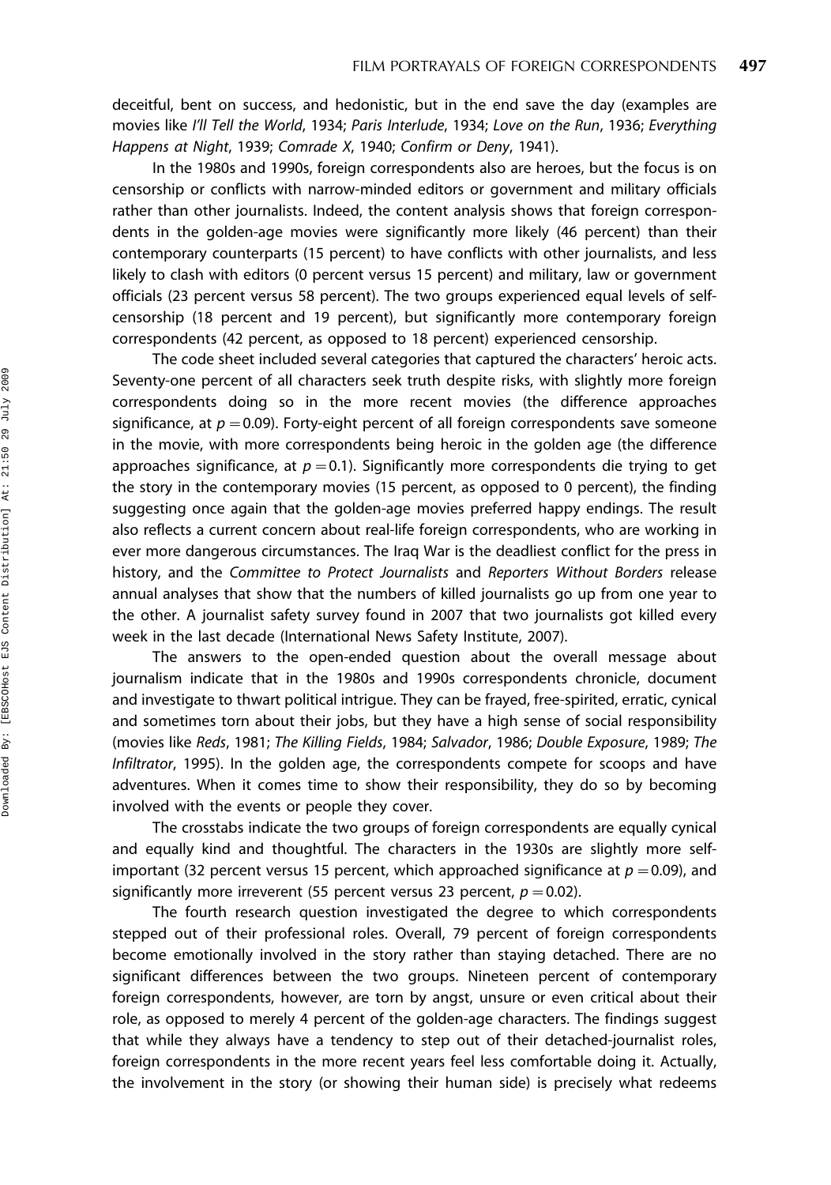deceitful, bent on success, and hedonistic, but in the end save the day (examples are movies like *I'll Tell the World*, 1934; *Paris Interlude*, 1934; *Love on the Run*, 1936; *Everything Happens at Night*, 1939; *Comrade X*, 1940; *Confirm or Deny*, 1941).

In the 1980s and 1990s, foreign correspondents also are heroes, but the focus is on censorship or conflicts with narrow-minded editors or government and military officials rather than other journalists. Indeed, the content analysis shows that foreign correspondents in the golden-age movies were significantly more likely (46 percent) than their contemporary counterparts (15 percent) to have conflicts with other journalists, and less likely to clash with editors (0 percent versus 15 percent) and military, law or government officials (23 percent versus 58 percent). The two groups experienced equal levels of self-censorship (18 percent and 19 percent), but significantly more contemporary foreign correspondents (42 percent, as opposed to 18 percent) experienced censorship.

The code sheet included several categories that captured the characters' heroic acts. Seventy-one percent of all characters seek truth despite risks, with slightly more foreign correspondents doing so in the more recent movies (the difference approaches significance, at $p = 0.09$). Forty-eight percent of all foreign correspondents save someone in the movie, with more correspondents being heroic in the golden age (the difference approaches significance, at $p = 0.1$). Significantly more correspondents die trying to get the story in the contemporary movies (15 percent, as opposed to 0 percent), the finding suggesting once again that the golden-age movies preferred happy endings. The result also reflects a current concern about real-life foreign correspondents, who are working in ever more dangerous circumstances. The Iraq War is the deadliest conflict for the press in history, and the *Committee to Protect Journalists* and *Reporters Without Borders* release annual analyses that show that the numbers of killed journalists go up from one year to the other. A journalist safety survey found in 2007 that two journalists got killed every week in the last decade (International News Safety Institute, 2007).

The answers to the open-ended question about the overall message about journalism indicate that in the 1980s and 1990s correspondents chronicle, document and investigate to thwart political intrigue. They can be frayed, free-spirited, erratic, cynical and sometimes torn about their jobs, but they have a high sense of social responsibility (movies like *Reds*, 1981; *The Killing Fields*, 1984; *Salvador*, 1986; *Double Exposure*, 1989; *The Infiltrator*, 1995). In the golden age, the correspondents compete for scoops and have adventures. When it comes time to show their responsibility, they do so by becoming involved with the events or people they cover.

The crosstabs indicate the two groups of foreign correspondents are equally cynical and equally kind and thoughtful. The characters in the 1930s are slightly more self-important (32 percent versus 15 percent, which approached significance at $p = 0.09$), and significantly more irreverent (55 percent versus 23 percent, $p = 0.02$).

The fourth research question investigated the degree to which correspondents stepped out of their professional roles. Overall, 79 percent of foreign correspondents become emotionally involved in the story rather than staying detached. There are no significant differences between the two groups. Nineteen percent of contemporary foreign correspondents, however, are torn by angst, unsure or even critical about their role, as opposed to merely 4 percent of the golden-age characters. The findings suggest that while they always have a tendency to step out of their detached-journalist roles, foreign correspondents in the more recent years feel less comfortable doing it. Actually, the involvement in the story (or showing their human side) is precisely what redeems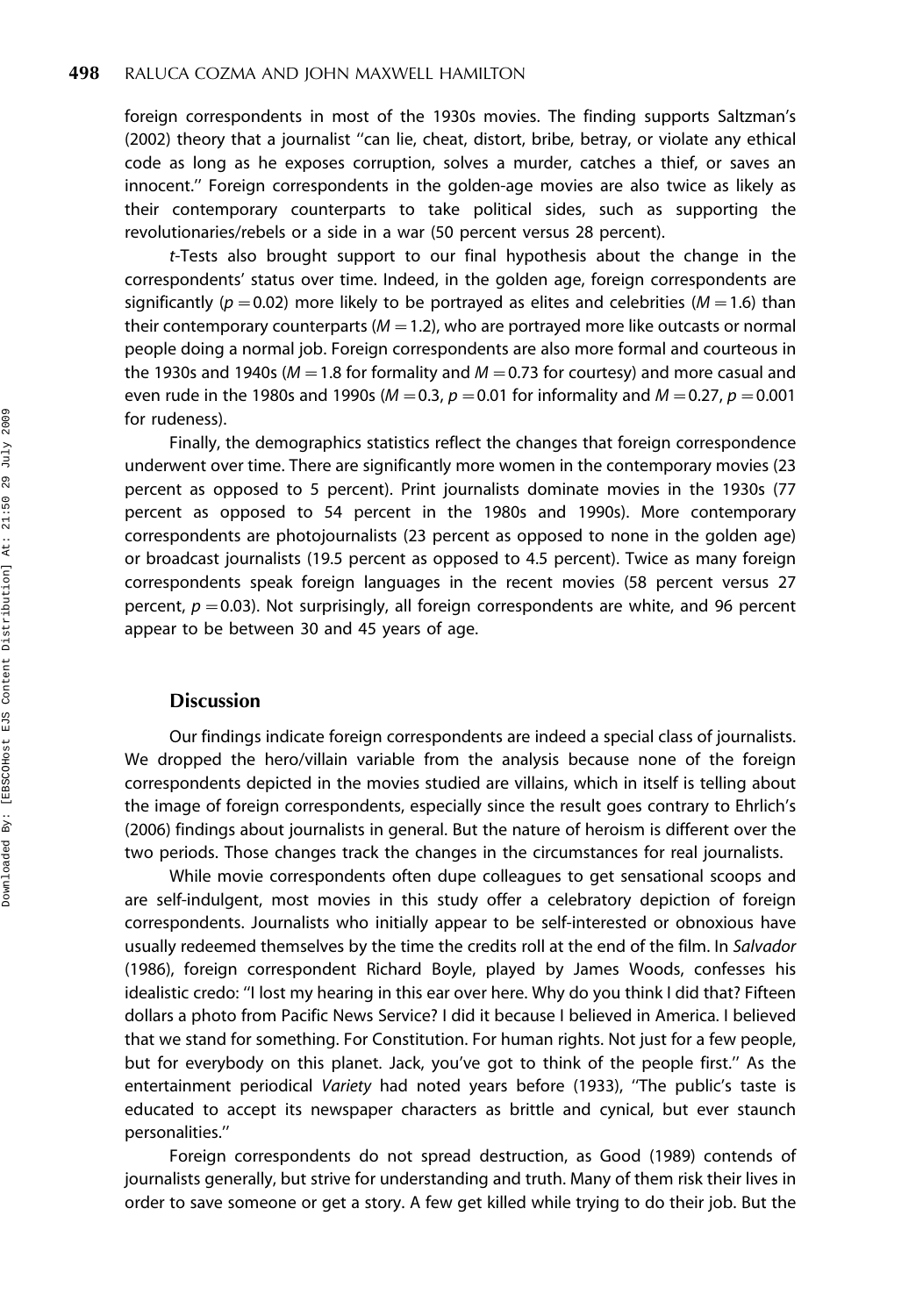foreign correspondents in most of the 1930s movies. The finding supports Saltzman's (2002) theory that a journalist ''can lie, cheat, distort, bribe, betray, or violate any ethical code as long as he exposes corruption, solves a murder, catches a thief, or saves an innocent.'' Foreign correspondents in the golden-age movies are also twice as likely as their contemporary counterparts to take political sides, such as supporting the revolutionaries/rebels or a side in a war (50 percent versus 28 percent).

*t*-Tests also brought support to our final hypothesis about the change in the correspondents' status over time. Indeed, in the golden age, foreign correspondents are significantly ($p = 0.02$) more likely to be portrayed as elites and celebrities ($M = 1.6$) than their contemporary counterparts ($M = 1.2$), who are portrayed more like outcasts or normal people doing a normal job. Foreign correspondents are also more formal and courteous in the 1930s and 1940s ($M = 1.8$ for formality and $M = 0.73$ for courtesy) and more casual and even rude in the 1980s and 1990s ($M = 0.3$, $p = 0.01$ for informality and $M = 0.27$, $p = 0.001$ for rudeness).

Finally, the demographics statistics reflect the changes that foreign correspondence underwent over time. There are significantly more women in the contemporary movies (23 percent as opposed to 5 percent). Print journalists dominate movies in the 1930s (77 percent as opposed to 54 percent in the 1980s and 1990s). More contemporary correspondents are photojournalists (23 percent as opposed to none in the golden age) or broadcast journalists (19.5 percent as opposed to 4.5 percent). Twice as many foreign correspondents speak foreign languages in the recent movies (58 percent versus 27 percent, $p = 0.03$). Not surprisingly, all foreign correspondents are white, and 96 percent appear to be between 30 and 45 years of age.

## Discussion

Our findings indicate foreign correspondents are indeed a special class of journalists. We dropped the hero/villain variable from the analysis because none of the foreign correspondents depicted in the movies studied are villains, which in itself is telling about the image of foreign correspondents, especially since the result goes contrary to Ehrlich's (2006) findings about journalists in general. But the nature of heroism is different over the two periods. Those changes track the changes in the circumstances for real journalists.

While movie correspondents often dupe colleagues to get sensational scoops and are self-indulgent, most movies in this study offer a celebratory depiction of foreign correspondents. Journalists who initially appear to be self-interested or obnoxious have usually redeemed themselves by the time the credits roll at the end of the film. In *Salvador* (1986), foreign correspondent Richard Boyle, played by James Woods, confesses his idealistic credo: ''I lost my hearing in this ear over here. Why do you think I did that? Fifteen dollars a photo from Pacific News Service? I did it because I believed in America. I believed that we stand for something. For Constitution. For human rights. Not just for a few people, but for everybody on this planet. Jack, you've got to think of the people first.'' As the entertainment periodical *Variety* had noted years before (1933), ''The public's taste is educated to accept its newspaper characters as brittle and cynical, but ever staunch personalities.''

Foreign correspondents do not spread destruction, as Good (1989) contends of journalists generally, but strive for understanding and truth. Many of them risk their lives in order to save someone or get a story. A few get killed while trying to do their job. But the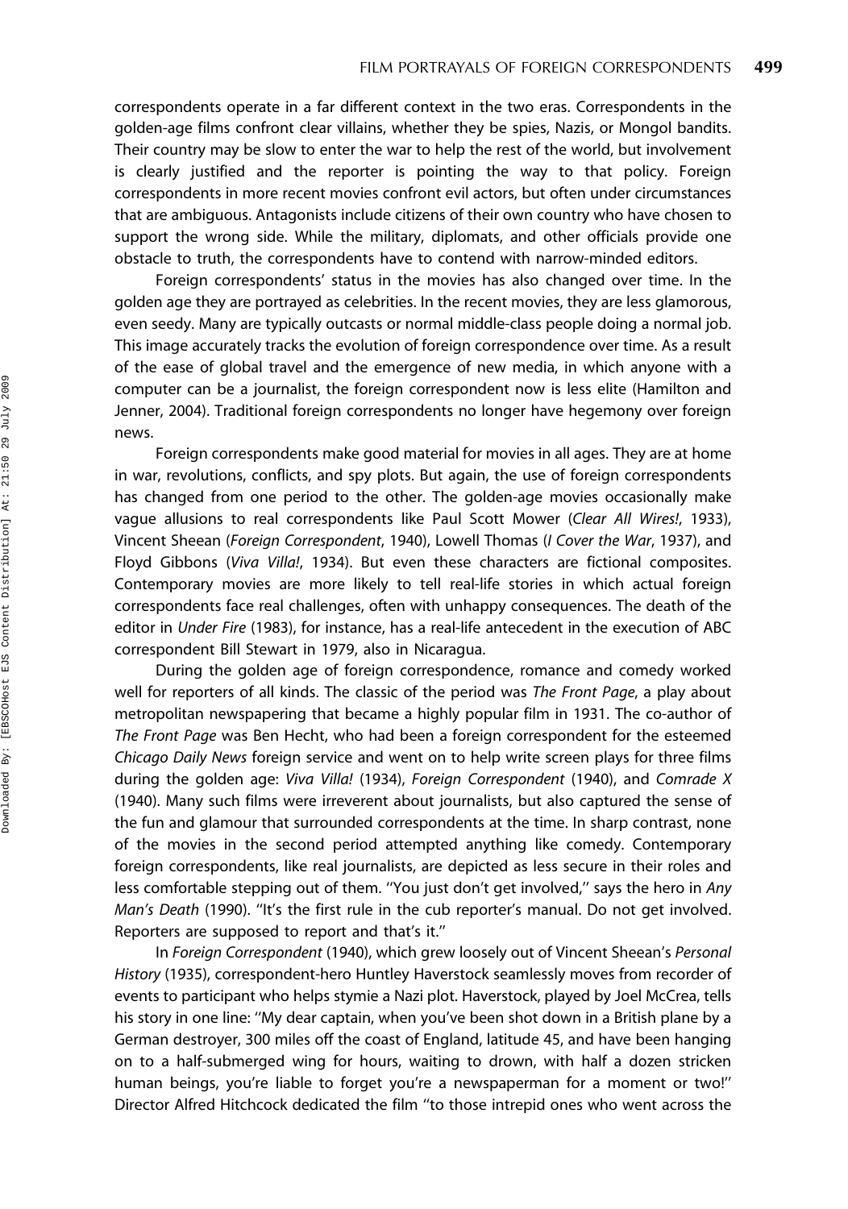correspondents operate in a far different context in the two eras. Correspondents in the golden-age films confront clear villains, whether they be spies, Nazis, or Mongol bandits. Their country may be slow to enter the war to help the rest of the world, but involvement is clearly justified and the reporter is pointing the way to that policy. Foreign correspondents in more recent movies confront evil actors, but often under circumstances that are ambiguous. Antagonists include citizens of their own country who have chosen to support the wrong side. While the military, diplomats, and other officials provide one obstacle to truth, the correspondents have to contend with narrow-minded editors.

Foreign correspondents' status in the movies has also changed over time. In the golden age they are portrayed as celebrities. In the recent movies, they are less glamorous, even seedy. Many are typically outcasts or normal middle-class people doing a normal job. This image accurately tracks the evolution of foreign correspondence over time. As a result of the ease of global travel and the emergence of new media, in which anyone with a computer can be a journalist, the foreign correspondent now is less elite (Hamilton and Jenner, 2004). Traditional foreign correspondents no longer have hegemony over foreign news.

Foreign correspondents make good material for movies in all ages. They are at home in war, revolutions, conflicts, and spy plots. But again, the use of foreign correspondents has changed from one period to the other. The golden-age movies occasionally make vague allusions to real correspondents like Paul Scott Mower (*Clear All Wires!*, 1933), Vincent Sheean (*Foreign Correspondent*, 1940), Lowell Thomas (*I Cover the War*, 1937), and Floyd Gibbons (*Viva Villa!*, 1934). But even these characters are fictional composites. Contemporary movies are more likely to tell real-life stories in which actual foreign correspondents face real challenges, often with unhappy consequences. The death of the editor in *Under Fire* (1983), for instance, has a real-life antecedent in the execution of ABC correspondent Bill Stewart in 1979, also in Nicaragua.

During the golden age of foreign correspondence, romance and comedy worked well for reporters of all kinds. The classic of the period was *The Front Page*, a play about metropolitan newspapering that became a highly popular film in 1931. The co-author of *The Front Page* was Ben Hecht, who had been a foreign correspondent for the esteemed *Chicago Daily News* foreign service and went on to help write screen plays for three films during the golden age: *Viva Villa!* (1934), *Foreign Correspondent* (1940), and *Comrade X* (1940). Many such films were irreverent about journalists, but also captured the sense of the fun and glamour that surrounded correspondents at the time. In sharp contrast, none of the movies in the second period attempted anything like comedy. Contemporary foreign correspondents, like real journalists, are depicted as less secure in their roles and less comfortable stepping out of them. "You just don't get involved," says the hero in *Any Man's Death* (1990). "It's the first rule in the cub reporter's manual. Do not get involved. Reporters are supposed to report and that's it."

In *Foreign Correspondent* (1940), which grew loosely out of Vincent Sheean's *Personal History* (1935), correspondent-hero Huntley Haverstock seamlessly moves from recorder of events to participant who helps stymie a Nazi plot. Haverstock, played by Joel McCrea, tells his story in one line: "My dear captain, when you've been shot down in a British plane by a German destroyer, 300 miles off the coast of England, latitude 45, and have been hanging on to a half-submerged wing for hours, waiting to drown, with half a dozen stricken human beings, you're liable to forget you're a newspaperman for a moment or two!" Director Alfred Hitchcock dedicated the film "to those intrepid ones who went across the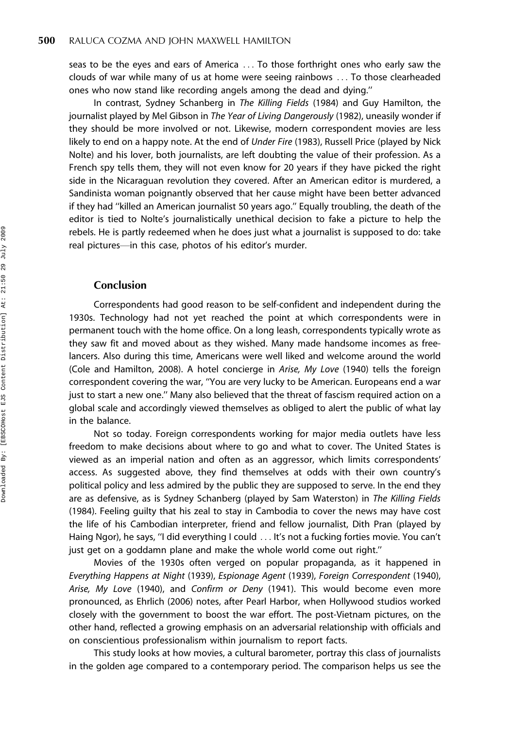seas to be the eyes and ears of America ... To those forthright ones who early saw the clouds of war while many of us at home were seeing rainbows ... To those clearheaded ones who now stand like recording angels among the dead and dying.''

In contrast, Sydney Schanberg in *The Killing Fields* (1984) and Guy Hamilton, the journalist played by Mel Gibson in *The Year of Living Dangerously* (1982), uneasily wonder if they should be more involved or not. Likewise, modern correspondent movies are less likely to end on a happy note. At the end of *Under Fire* (1983), Russell Price (played by Nick Nolte) and his lover, both journalists, are left doubting the value of their profession. As a French spy tells them, they will not even know for 20 years if they have picked the right side in the Nicaraguan revolution they covered. After an American editor is murdered, a Sandinista woman poignantly observed that her cause might have been better advanced if they had ''killed an American journalist 50 years ago.'' Equally troubling, the death of the editor is tied to Nolte's journalistically unethical decision to fake a picture to help the rebels. He is partly redeemed when he does just what a journalist is supposed to do: take real pictures—in this case, photos of his editor's murder.

## Conclusion

Correspondents had good reason to be self-confident and independent during the 1930s. Technology had not yet reached the point at which correspondents were in permanent touch with the home office. On a long leash, correspondents typically wrote as they saw fit and moved about as they wished. Many made handsome incomes as free-lancers. Also during this time, Americans were well liked and welcome around the world (Cole and Hamilton, 2008). A hotel concierge in *Arise, My Love* (1940) tells the foreign correspondent covering the war, ''You are very lucky to be American. Europeans end a war just to start a new one.'' Many also believed that the threat of fascism required action on a global scale and accordingly viewed themselves as obliged to alert the public of what lay in the balance.

Not so today. Foreign correspondents working for major media outlets have less freedom to make decisions about where to go and what to cover. The United States is viewed as an imperial nation and often as an aggressor, which limits correspondents' access. As suggested above, they find themselves at odds with their own country's political policy and less admired by the public they are supposed to serve. In the end they are as defensive, as is Sydney Schanberg (played by Sam Waterston) in *The Killing Fields* (1984). Feeling guilty that his zeal to stay in Cambodia to cover the news may have cost the life of his Cambodian interpreter, friend and fellow journalist, Dith Pran (played by Haing Ngor), he says, ''I did everything I could ... It's not a fucking forties movie. You can't just get on a goddamn plane and make the whole world come out right.''

Movies of the 1930s often verged on popular propaganda, as it happened in *Everything Happens at Night* (1939), *Espionage Agent* (1939), *Foreign Correspondent* (1940), *Arise, My Love* (1940), and *Confirm or Deny* (1941). This would become even more pronounced, as Ehrlich (2006) notes, after Pearl Harbor, when Hollywood studios worked closely with the government to boost the war effort. The post-Vietnam pictures, on the other hand, reflected a growing emphasis on an adversarial relationship with officials and on conscientious professionalism within journalism to report facts.

This study looks at how movies, a cultural barometer, portray this class of journalists in the golden age compared to a contemporary period. The comparison helps us see the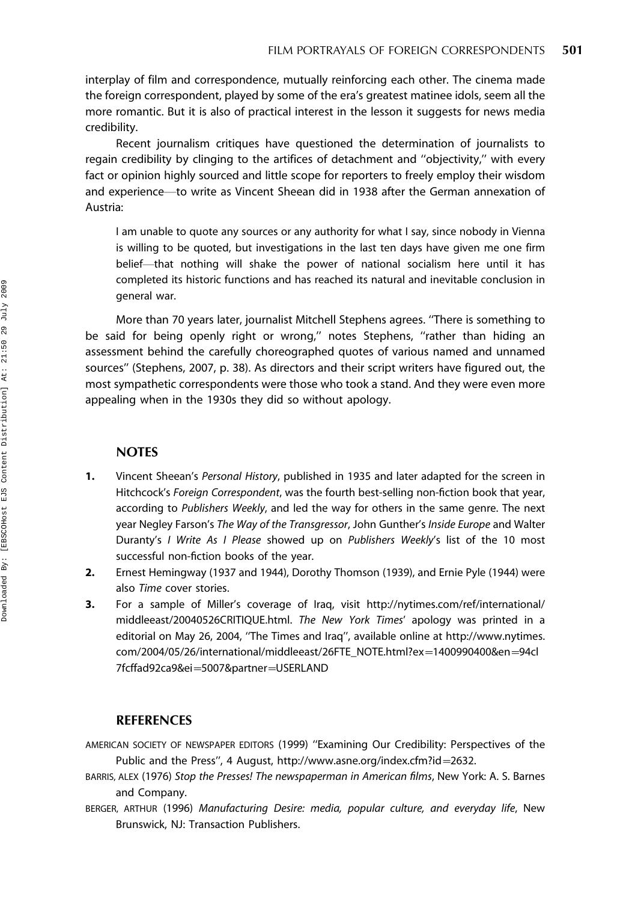interplay of film and correspondence, mutually reinforcing each other. The cinema made the foreign correspondent, played by some of the era's greatest matinee idols, seem all the more romantic. But it is also of practical interest in the lesson it suggests for news media credibility.

Recent journalism critiques have questioned the determination of journalists to regain credibility by clinging to the artifices of detachment and ''objectivity,'' with every fact or opinion highly sourced and little scope for reporters to freely employ their wisdom and experience—to write as Vincent Sheean did in 1938 after the German annexation of Austria:

> I am unable to quote any sources or any authority for what I say, since nobody in Vienna is willing to be quoted, but investigations in the last ten days have given me one firm belief—that nothing will shake the power of national socialism here until it has completed its historic functions and has reached its natural and inevitable conclusion in general war.

More than 70 years later, journalist Mitchell Stephens agrees. ''There is something to be said for being openly right or wrong,'' notes Stephens, ''rather than hiding an assessment behind the carefully choreographed quotes of various named and unnamed sources'' (Stephens, 2007, p. 38). As directors and their script writers have figured out, the most sympathetic correspondents were those who took a stand. And they were even more appealing when in the 1930s they did so without apology.

## NOTES

1. Vincent Sheean's *Personal History*, published in 1935 and later adapted for the screen in Hitchcock's *Foreign Correspondent*, was the fourth best-selling non-fiction book that year, according to *Publishers Weekly*, and led the way for others in the same genre. The next year Negley Farson's *The Way of the Transgressor*, John Gunther's *Inside Europe* and Walter Duranty's *I Write As I Please* showed up on *Publishers Weekly*'s list of the 10 most successful non-fiction books of the year.
2. Ernest Hemingway (1937 and 1944), Dorothy Thomson (1939), and Ernie Pyle (1944) were also *Time* cover stories.
3. For a sample of Miller's coverage of Iraq, visit http://nytimes.com/ref/international/middleeast/20040526CRITIQUE.html. *The New York Times*' apology was printed in a editorial on May 26, 2004, ''The Times and Iraq'', available online at http://www.nytimes.com/2004/05/26/international/middleeast/26FTE_NOTE.html?ex=1400990400&en=94cl7fcffad92ca9&ei=5007&partner=USERLAND

## REFERENCES

AMERICAN SOCIETY OF NEWSPAPER EDITORS (1999) ''Examining Our Credibility: Perspectives of the Public and the Press'', 4 August, http://www.asne.org/index.cfm?id=2632.

BARRIS, ALEX (1976) *Stop the Presses! The newspaperman in American films*, New York: A. S. Barnes and Company.

BERGER, ARTHUR (1996) *Manufacturing Desire: media, popular culture, and everyday life*, New Brunswick, NJ: Transaction Publishers.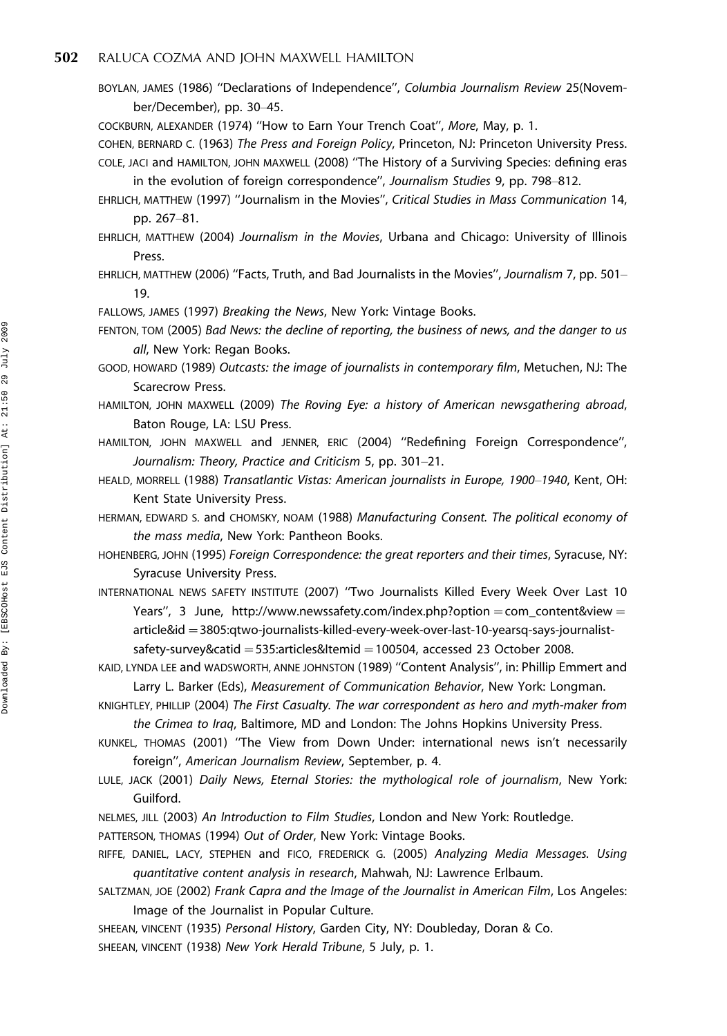BOYLAN, JAMES (1986) ''Declarations of Independence'', *Columbia Journalism Review* 25(November/December), pp. 30–45.

COCKBURN, ALEXANDER (1974) ''How to Earn Your Trench Coat'', *More*, May, p. 1.

COHEN, BERNARD C. (1963) *The Press and Foreign Policy*, Princeton, NJ: Princeton University Press.

COLE, JACI and HAMILTON, JOHN MAXWELL (2008) ''The History of a Surviving Species: defining eras in the evolution of foreign correspondence'', *Journalism Studies* 9, pp. 798–812.

EHRLICH, MATTHEW (1997) ''Journalism in the Movies'', *Critical Studies in Mass Communication* 14, pp. 267–81.

EHRLICH, MATTHEW (2004) *Journalism in the Movies*, Urbana and Chicago: University of Illinois Press.

EHRLICH, MATTHEW (2006) ''Facts, Truth, and Bad Journalists in the Movies'', *Journalism* 7, pp. 501–19.

FALLOWS, JAMES (1997) *Breaking the News*, New York: Vintage Books.

FENTON, TOM (2005) *Bad News: the decline of reporting, the business of news, and the danger to us all*, New York: Regan Books.

GOOD, HOWARD (1989) *Outcasts: the image of journalists in contemporary film*, Metuchen, NJ: The Scarecrow Press.

HAMILTON, JOHN MAXWELL (2009) *The Roving Eye: a history of American newsgathering abroad*, Baton Rouge, LA: LSU Press.

HAMILTON, JOHN MAXWELL and JENNER, ERIC (2004) ''Redefining Foreign Correspondence'', *Journalism: Theory, Practice and Criticism* 5, pp. 301–21.

HEALD, MORRELL (1988) *Transatlantic Vistas: American journalists in Europe, 1900–1940*, Kent, OH: Kent State University Press.

HERMAN, EDWARD S. and CHOMSKY, NOAM (1988) *Manufacturing Consent. The political economy of the mass media*, New York: Pantheon Books.

HOHENBERG, JOHN (1995) *Foreign Correspondence: the great reporters and their times*, Syracuse, NY: Syracuse University Press.

INTERNATIONAL NEWS SAFETY INSTITUTE (2007) ''Two Journalists Killed Every Week Over Last 10 Years'', 3 June, http://www.newssafety.com/index.php?option = com_content&view = article&id = 3805:qtwo-journalists-killed-every-week-over-last-10-yearsq-says-journalist-safety-survey&catid = 535:articles&Itemid = 100504, accessed 23 October 2008.

KAID, LYNDA LEE and WADSWORTH, ANNE JOHNSTON (1989) ''Content Analysis'', in: Phillip Emmert and Larry L. Barker (Eds), *Measurement of Communication Behavior*, New York: Longman.

KNIGHTLEY, PHILLIP (2004) *The First Casualty. The war correspondent as hero and myth-maker from the Crimea to Iraq*, Baltimore, MD and London: The Johns Hopkins University Press.

KUNKEL, THOMAS (2001) ''The View from Down Under: international news isn't necessarily foreign'', *American Journalism Review*, September, p. 4.

LULE, JACK (2001) *Daily News, Eternal Stories: the mythological role of journalism*, New York: Guilford.

NELMES, JILL (2003) *An Introduction to Film Studies*, London and New York: Routledge.

PATTERSON, THOMAS (1994) *Out of Order*, New York: Vintage Books.

RIFFE, DANIEL, LACY, STEPHEN and FICO, FREDERICK G. (2005) *Analyzing Media Messages. Using quantitative content analysis in research*, Mahwah, NJ: Lawrence Erlbaum.

SALTZMAN, JOE (2002) *Frank Capra and the Image of the Journalist in American Film*, Los Angeles: Image of the Journalist in Popular Culture.

SHEEAN, VINCENT (1935) *Personal History*, Garden City, NY: Doubleday, Doran & Co.

SHEEAN, VINCENT (1938) *New York Herald Tribune*, 5 July, p. 1.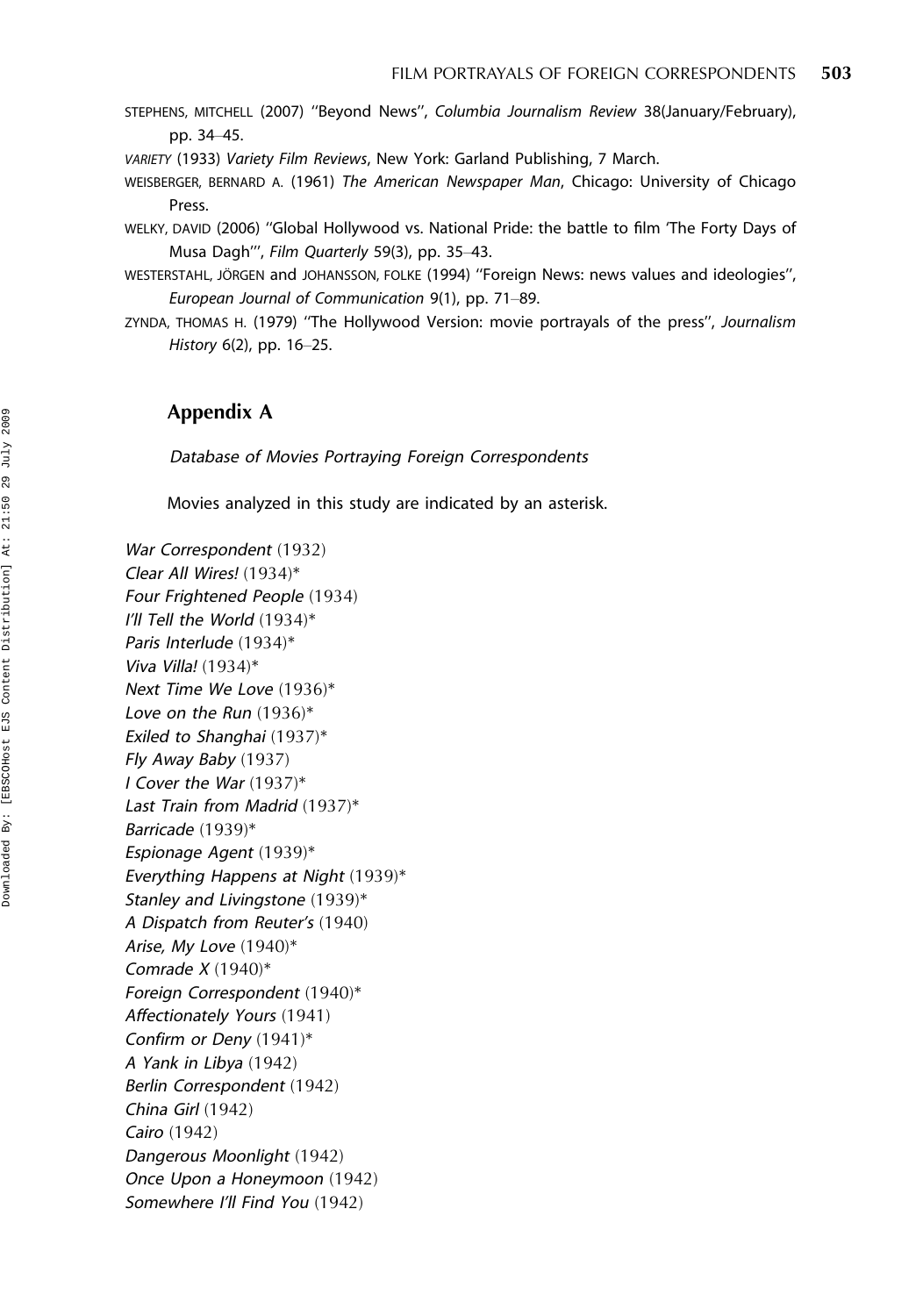STEPHENS, MITCHELL (2007) ''Beyond News'', *Columbia Journalism Review* 38(January/February), pp. 34–45.

VARIETY (1933) *Variety Film Reviews*, New York: Garland Publishing, 7 March.

WEISBERGER, BERNARD A. (1961) *The American Newspaper Man*, Chicago: University of Chicago Press.

WELKY, DAVID (2006) ''Global Hollywood vs. National Pride: the battle to film 'The Forty Days of Musa Dagh''', *Film Quarterly* 59(3), pp. 35–43.

WESTERSTAHL, JÖRGEN and JOHANSSON, FOLKE (1994) ''Foreign News: news values and ideologies'', *European Journal of Communication* 9(1), pp. 71–89.

ZYNDA, THOMAS H. (1979) ''The Hollywood Version: movie portrayals of the press'', *Journalism History* 6(2), pp. 16–25.

## Appendix A

*Database of Movies Portraying Foreign Correspondents*

Movies analyzed in this study are indicated by an asterisk.

*War Correspondent* (1932)
*Clear All Wires!* (1934)*
*Four Frightened People* (1934)
*I'll Tell the World* (1934)*
*Paris Interlude* (1934)*
*Viva Villa!* (1934)*
*Next Time We Love* (1936)*
*Love on the Run* (1936)*
*Exiled to Shanghai* (1937)*
*Fly Away Baby* (1937)
*I Cover the War* (1937)*
*Last Train from Madrid* (1937)*
*Barricade* (1939)*
*Espionage Agent* (1939)*
*Everything Happens at Night* (1939)*
*Stanley and Livingstone* (1939)*
*A Dispatch from Reuter's* (1940)
*Arise, My Love* (1940)*
*Comrade X* (1940)*
*Foreign Correspondent* (1940)*
*Affectionately Yours* (1941)
*Confirm or Deny* (1941)*
*A Yank in Libya* (1942)
*Berlin Correspondent* (1942)
*China Girl* (1942)
*Cairo* (1942)
*Dangerous Moonlight* (1942)
*Once Upon a Honeymoon* (1942)
*Somewhere I'll Find You* (1942)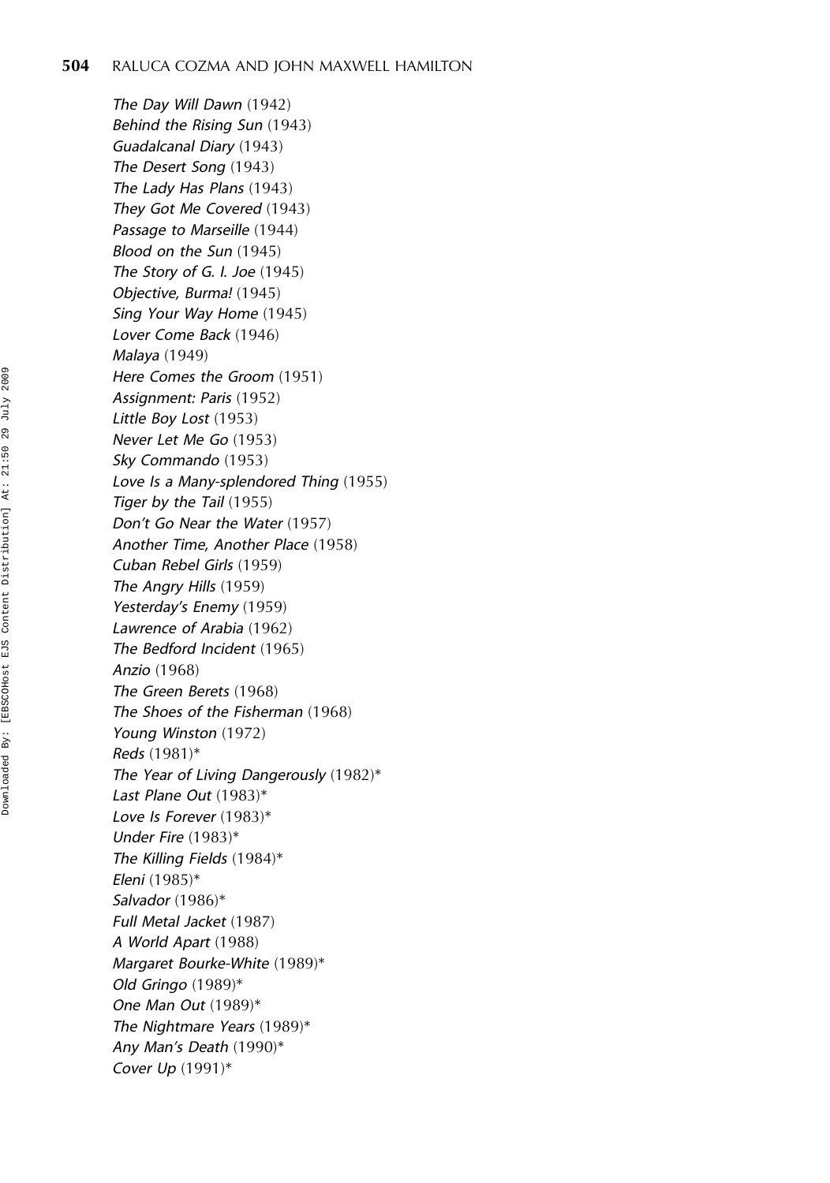*The Day Will Dawn* (1942)
*Behind the Rising Sun* (1943)
*Guadalcanal Diary* (1943)
*The Desert Song* (1943)
*The Lady Has Plans* (1943)
*They Got Me Covered* (1943)
*Passage to Marseille* (1944)
*Blood on the Sun* (1945)
*The Story of G. I. Joe* (1945)
*Objective, Burma!* (1945)
*Sing Your Way Home* (1945)
*Lover Come Back* (1946)
*Malaya* (1949)
*Here Comes the Groom* (1951)
*Assignment: Paris* (1952)
*Little Boy Lost* (1953)
*Never Let Me Go* (1953)
*Sky Commando* (1953)
*Love Is a Many-splendored Thing* (1955)
*Tiger by the Tail* (1955)
*Don't Go Near the Water* (1957)
*Another Time, Another Place* (1958)
*Cuban Rebel Girls* (1959)
*The Angry Hills* (1959)
*Yesterday's Enemy* (1959)
*Lawrence of Arabia* (1962)
*The Bedford Incident* (1965)
*Anzio* (1968)
*The Green Berets* (1968)
*The Shoes of the Fisherman* (1968)
*Young Winston* (1972)
*Reds* (1981)*
*The Year of Living Dangerously* (1982)*
*Last Plane Out* (1983)*
*Love Is Forever* (1983)*
*Under Fire* (1983)*
*The Killing Fields* (1984)*
*Eleni* (1985)*
*Salvador* (1986)*
*Full Metal Jacket* (1987)
*A World Apart* (1988)
*Margaret Bourke-White* (1989)*
*Old Gringo* (1989)*
*One Man Out* (1989)*
*The Nightmare Years* (1989)*
*Any Man's Death* (1990)*
*Cover Up* (1991)*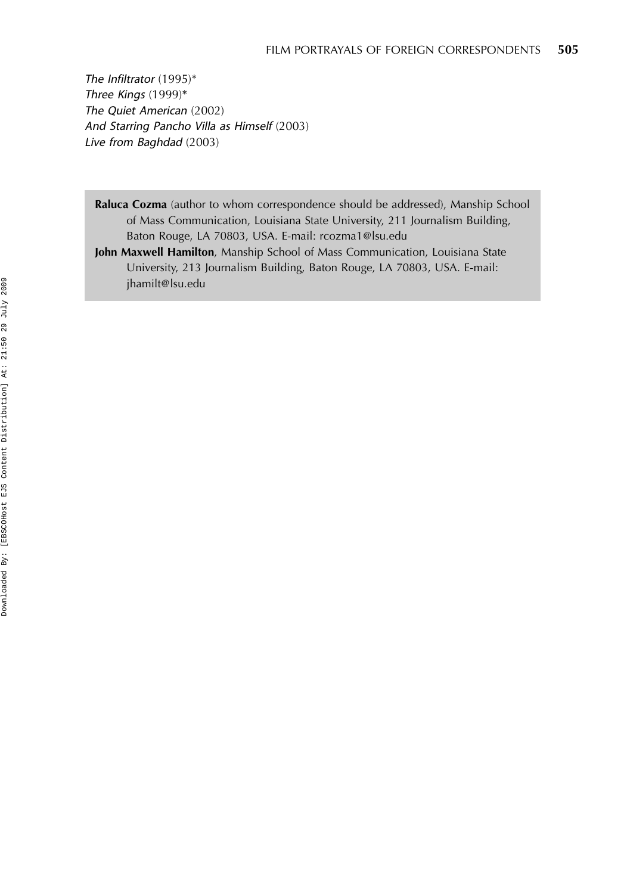*The Infiltrator* (1995)*
*Three Kings* (1999)*
*The Quiet American* (2002)
*And Starring Pancho Villa as Himself* (2003)
*Live from Baghdad* (2003)

**Raluca Cozma** (author to whom correspondence should be addressed), Manship School of Mass Communication, Louisiana State University, 211 Journalism Building, Baton Rouge, LA 70803, USA. E-mail: rcozma1@lsu.edu

**John Maxwell Hamilton**, Manship School of Mass Communication, Louisiana State University, 213 Journalism Building, Baton Rouge, LA 70803, USA. E-mail: jhamilt@lsu.edu